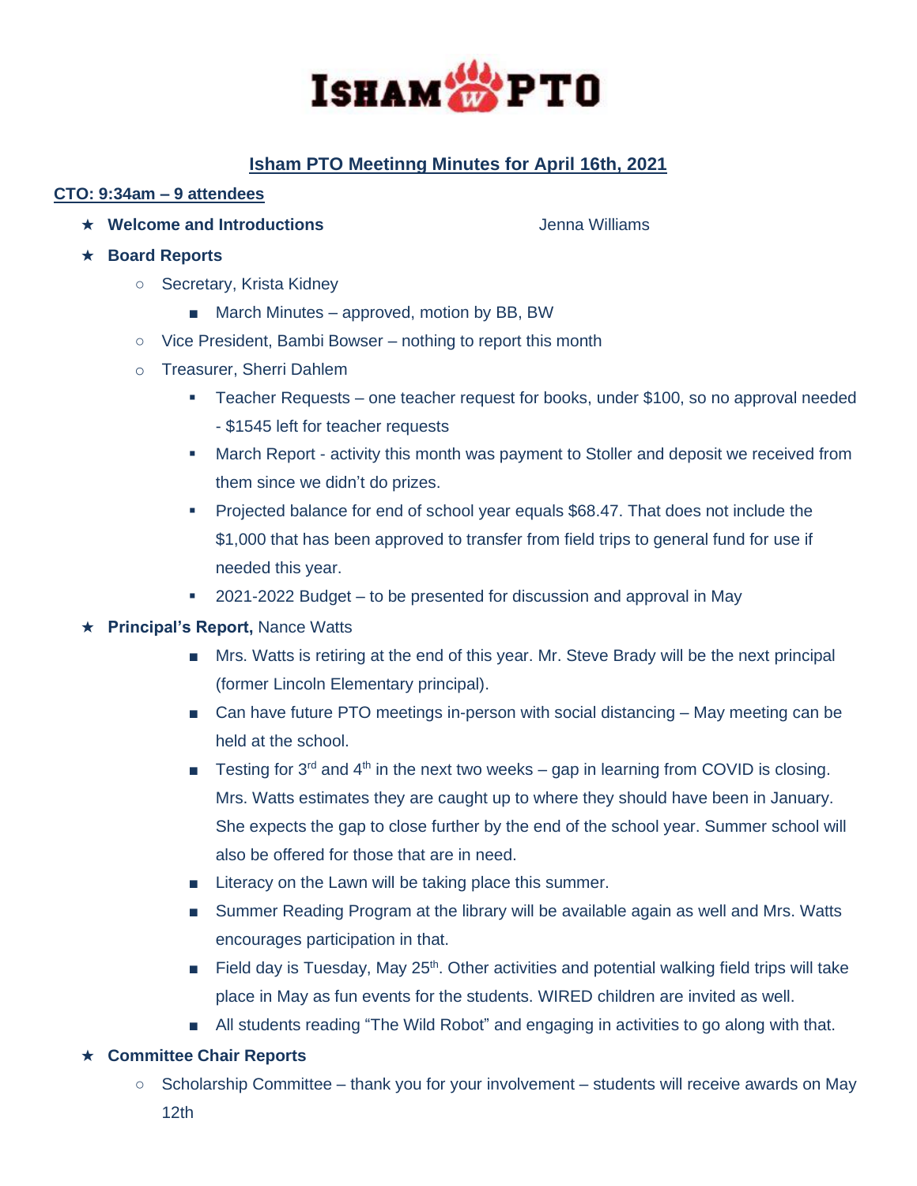# ISHAM PTO

## Isham PTO Meetinng Minutes for April 16th, 2021

**CTO: 9:34am – 9 attendees**

- ★ **Welcome and Introductions** — Jenna Williams
- ★ **Board Reports**
  - Secretary, Krista Kidney
    - March Minutes – approved, motion by BB, BW
  - Vice President, Bambi Bowser – nothing to report this month
  - Treasurer, Sherri Dahlem
    - Teacher Requests – one teacher request for books, under $100, so no approval needed - $1545 left for teacher requests
    - March Report - activity this month was payment to Stoller and deposit we received from them since we didn't do prizes.
    - Projected balance for end of school year equals $68.47. That does not include the $1,000 that has been approved to transfer from field trips to general fund for use if needed this year.
    - 2021-2022 Budget – to be presented for discussion and approval in May
- ★ **Principal's Report,** Nance Watts
  - Mrs. Watts is retiring at the end of this year. Mr. Steve Brady will be the next principal (former Lincoln Elementary principal).
  - Can have future PTO meetings in-person with social distancing – May meeting can be held at the school.
  - Testing for 3rd and 4th in the next two weeks – gap in learning from COVID is closing. Mrs. Watts estimates they are caught up to where they should have been in January. She expects the gap to close further by the end of the school year. Summer school will also be offered for those that are in need.
  - Literacy on the Lawn will be taking place this summer.
  - Summer Reading Program at the library will be available again as well and Mrs. Watts encourages participation in that.
  - Field day is Tuesday, May 25th. Other activities and potential walking field trips will take place in May as fun events for the students. WIRED children are invited as well.
  - All students reading "The Wild Robot" and engaging in activities to go along with that.
- ★ **Committee Chair Reports**
  - Scholarship Committee – thank you for your involvement – students will receive awards on May 12th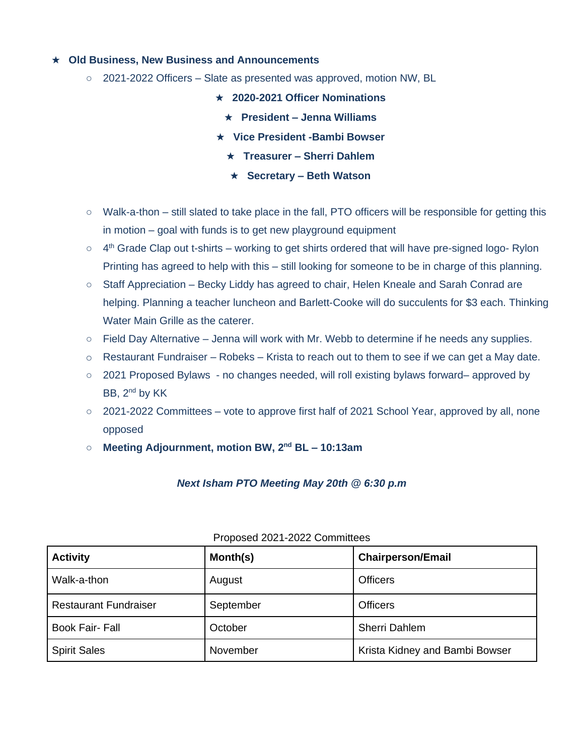- **Old Business, New Business and Announcements**
  - 2021-2022 Officers – Slate as presented was approved, motion NW, BL
    - **2020-2021 Officer Nominations**
    - **President – Jenna Williams**
    - **Vice President -Bambi Bowser**
    - **Treasurer – Sherri Dahlem**
    - **Secretary – Beth Watson**
  - Walk-a-thon – still slated to take place in the fall, PTO officers will be responsible for getting this in motion – goal with funds is to get new playground equipment
  - 4th Grade Clap out t-shirts – working to get shirts ordered that will have pre-signed logo- Rylon Printing has agreed to help with this – still looking for someone to be in charge of this planning.
  - Staff Appreciation – Becky Liddy has agreed to chair, Helen Kneale and Sarah Conrad are helping. Planning a teacher luncheon and Barlett-Cooke will do succulents for $3 each. Thinking Water Main Grille as the caterer.
  - Field Day Alternative – Jenna will work with Mr. Webb to determine if he needs any supplies.
  - Restaurant Fundraiser – Robeks – Krista to reach out to them to see if we can get a May date.
  - 2021 Proposed Bylaws - no changes needed, will roll existing bylaws forward– approved by BB, 2nd by KK
  - 2021-2022 Committees – vote to approve first half of 2021 School Year, approved by all, none opposed
  - **Meeting Adjournment, motion BW, 2nd BL – 10:13am**

***Next Isham PTO Meeting May 20th @ 6:30 p.m***

Proposed 2021-2022 Committees

| **Activity** | **Month(s)** | **Chairperson/Email** |
|---|---|---|
| Walk-a-thon | August | Officers |
| Restaurant Fundraiser | September | Officers |
| Book Fair- Fall | October | Sherri Dahlem |
| Spirit Sales | November | Krista Kidney and Bambi Bowser |